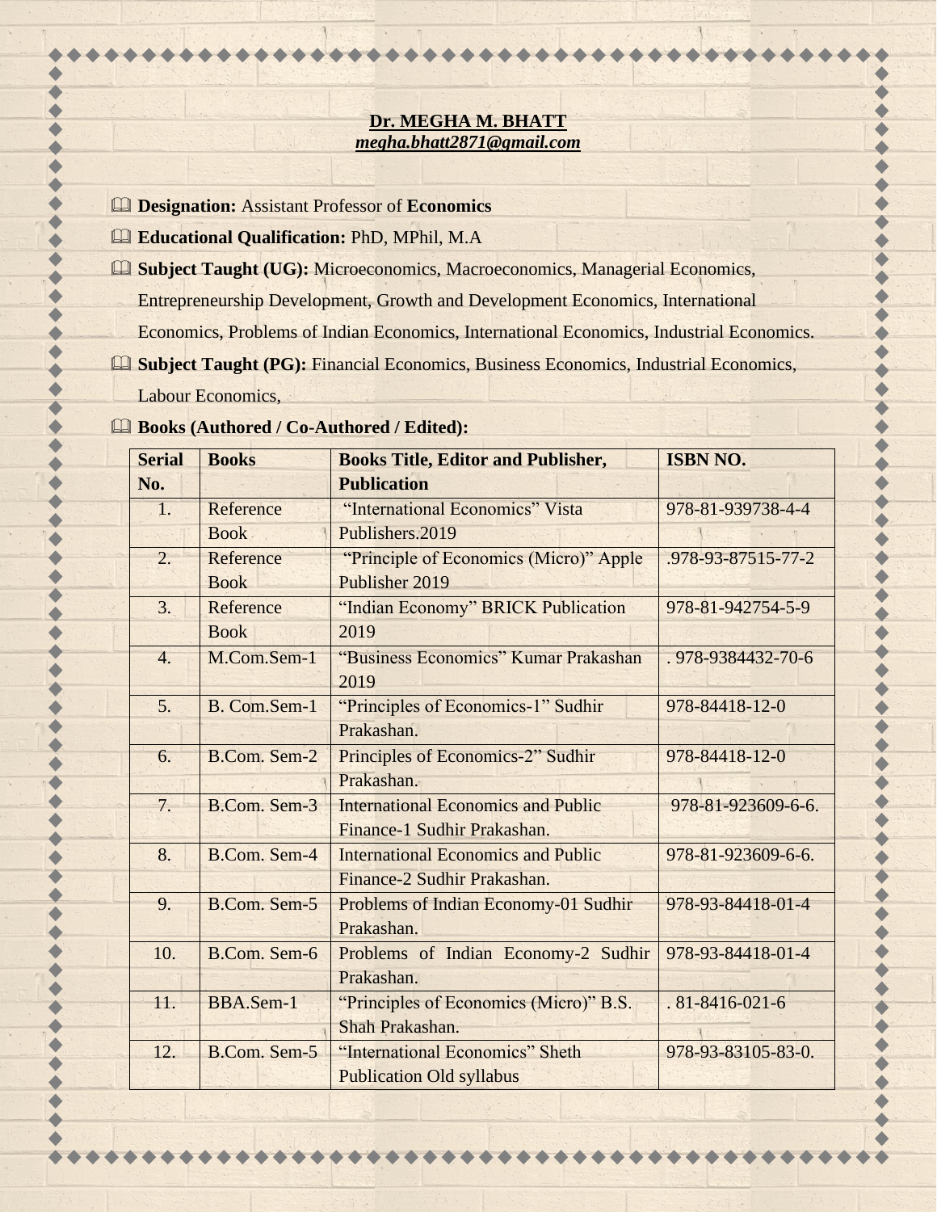**Dr. MEGHA M. BHATT**

***megha.bhatt2871@gmail.com***

- **Designation:** Assistant Professor of **Economics**
- **Educational Qualification:** PhD, MPhil, M.A
- **Subject Taught (UG):** Microeconomics, Macroeconomics, Managerial Economics, Entrepreneurship Development, Growth and Development Economics, International Economics, Problems of Indian Economics, International Economics, Industrial Economics.
- **Subject Taught (PG):** Financial Economics, Business Economics, Industrial Economics, Labour Economics,
- **Books (Authored / Co-Authored / Edited):**

| Serial No. | Books | Books Title, Editor and Publisher, Publication | ISBN NO. |
|---|---|---|---|
| 1. | Reference Book | "International Economics" Vista Publishers.2019 | 978-81-939738-4-4 |
| 2. | Reference Book | "Principle of Economics (Micro)" Apple Publisher 2019 | .978-93-87515-77-2 |
| 3. | Reference Book | "Indian Economy" BRICK Publication 2019 | 978-81-942754-5-9 |
| 4. | M.Com.Sem-1 | "Business Economics" Kumar Prakashan 2019 | . 978-9384432-70-6 |
| 5. | B. Com.Sem-1 | "Principles of Economics-1" Sudhir Prakashan. | 978-84418-12-0 |
| 6. | B.Com. Sem-2 | Principles of Economics-2" Sudhir Prakashan. | 978-84418-12-0 |
| 7. | B.Com. Sem-3 | International Economics and Public Finance-1 Sudhir Prakashan. | 978-81-923609-6-6. |
| 8. | B.Com. Sem-4 | International Economics and Public Finance-2 Sudhir Prakashan. | 978-81-923609-6-6. |
| 9. | B.Com. Sem-5 | Problems of Indian Economy-01 Sudhir Prakashan. | 978-93-84418-01-4 |
| 10. | B.Com. Sem-6 | Problems of Indian Economy-2 Sudhir Prakashan. | 978-93-84418-01-4 |
| 11. | BBA.Sem-1 | "Principles of Economics (Micro)" B.S. Shah Prakashan. | . 81-8416-021-6 |
| 12. | B.Com. Sem-5 | "International Economics" Sheth Publication Old syllabus | 978-93-83105-83-0. |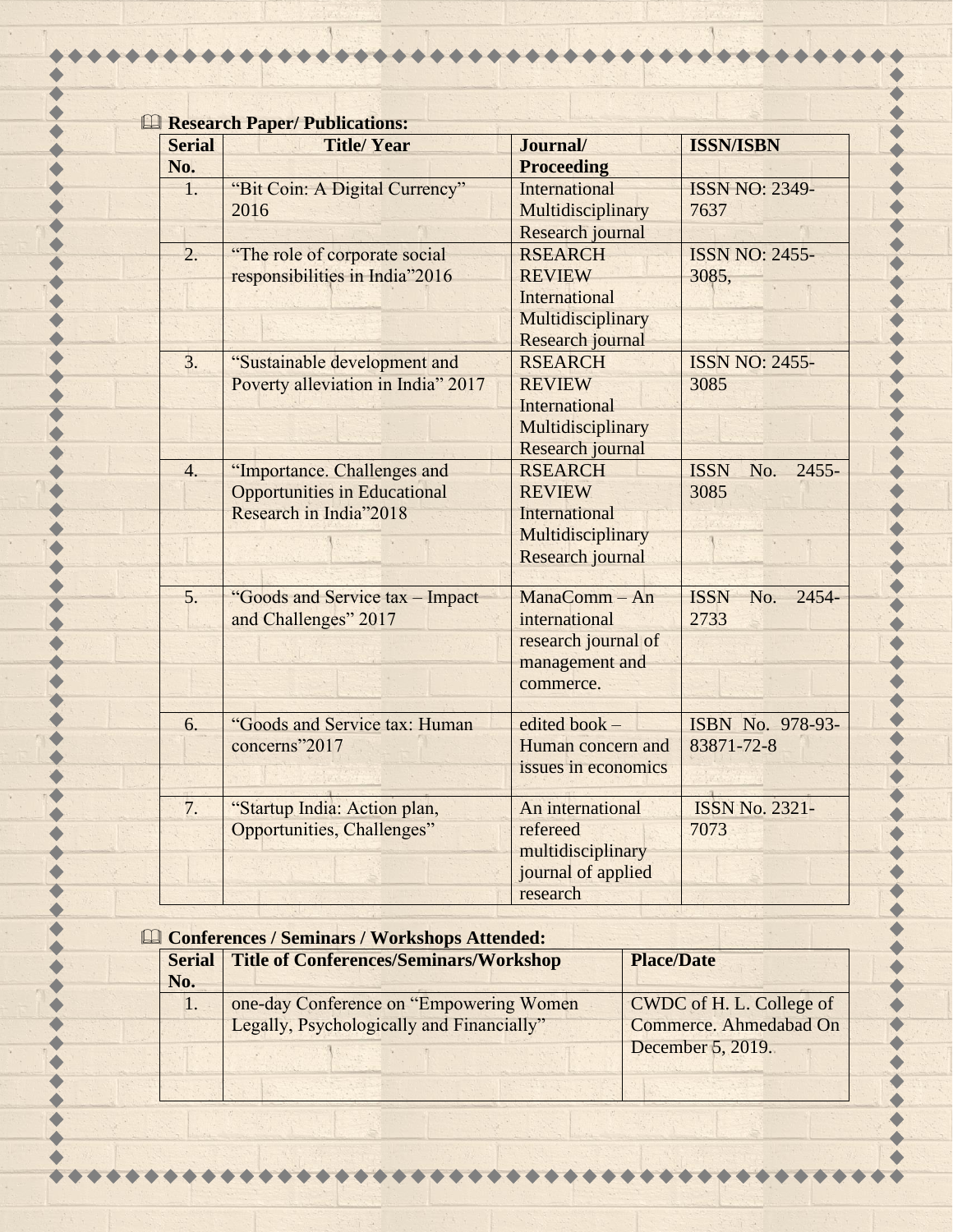## 🕮 Research Paper/ Publications:

| Serial No. | Title/ Year | Journal/ Proceeding | ISSN/ISBN |
|---|---|---|---|
| 1. | "Bit Coin: A Digital Currency" 2016 | International Multidisciplinary Research journal | ISSN NO: 2349-7637 |
| 2. | "The role of corporate social responsibilities in India"2016 | RSEARCH REVIEW International Multidisciplinary Research journal | ISSN NO: 2455-3085, |
| 3. | "Sustainable development and Poverty alleviation in India" 2017 | RSEARCH REVIEW International Multidisciplinary Research journal | ISSN NO: 2455-3085 |
| 4. | "Importance. Challenges and Opportunities in Educational Research in India"2018 | RSEARCH REVIEW International Multidisciplinary Research journal | ISSN No. 2455-3085 |
| 5. | "Goods and Service tax – Impact and Challenges" 2017 | ManaComm – An international research journal of management and commerce. | ISSN No. 2454-2733 |
| 6. | "Goods and Service tax: Human concerns"2017 | edited book – Human concern and issues in economics | ISBN No. 978-93-83871-72-8 |
| 7. | "Startup India: Action plan, Opportunities, Challenges" | An international refereed multidisciplinary journal of applied research | ISSN No. 2321-7073 |

## 🕮 Conferences / Seminars / Workshops Attended:

| Serial No. | Title of Conferences/Seminars/Workshop | Place/Date |
|---|---|---|
| 1. | one-day Conference on "Empowering Women Legally, Psychologically and Financially" | CWDC of H. L. College of Commerce. Ahmedabad On December 5, 2019. |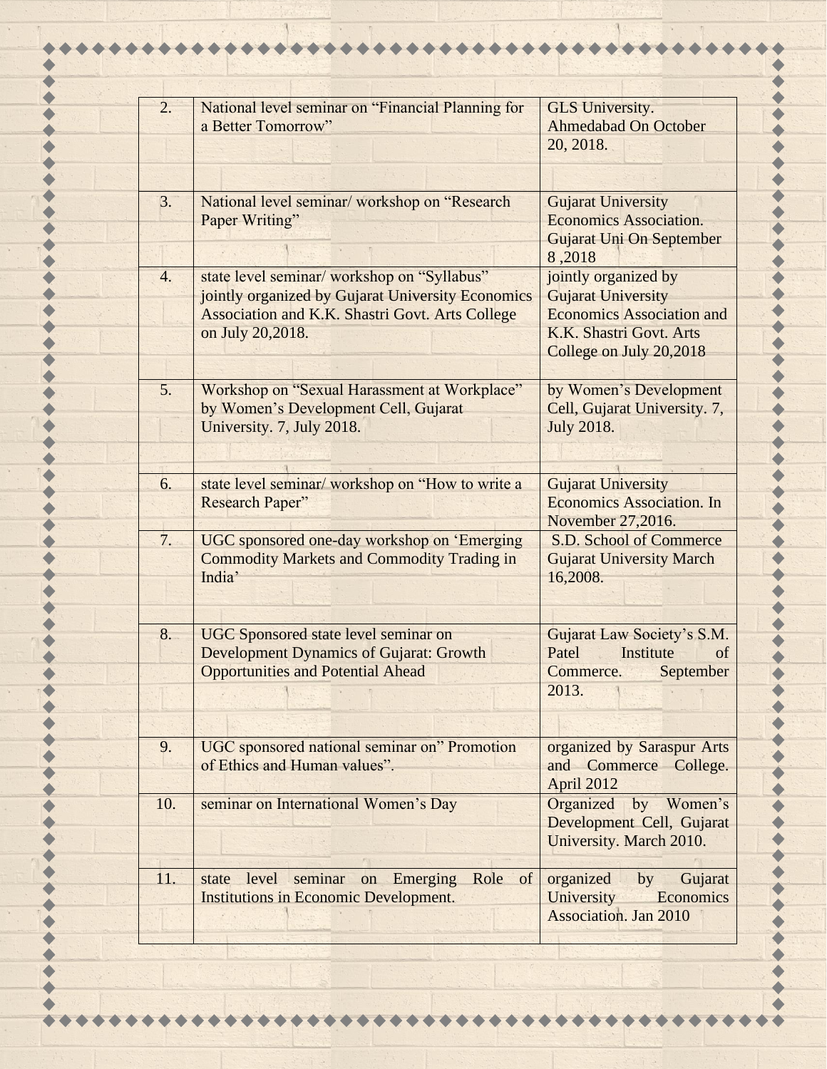| | | |
|---|---|---|
| 2. | National level seminar on "Financial Planning for a Better Tomorrow" | GLS University. Ahmedabad On October 20, 2018. |
| 3. | National level seminar/ workshop on "Research Paper Writing" | Gujarat University Economics Association. Gujarat Uni On September 8 ,2018 |
| 4. | state level seminar/ workshop on "Syllabus" jointly organized by Gujarat University Economics Association and K.K. Shastri Govt. Arts College on July 20,2018. | jointly organized by Gujarat University Economics Association and K.K. Shastri Govt. Arts College on July 20,2018 |
| 5. | Workshop on "Sexual Harassment at Workplace" by Women's Development Cell, Gujarat University. 7, July 2018. | by Women's Development Cell, Gujarat University. 7, July 2018. |
| 6. | state level seminar/ workshop on "How to write a Research Paper" | Gujarat University Economics Association. In November 27,2016. |
| 7. | UGC sponsored one-day workshop on 'Emerging Commodity Markets and Commodity Trading in India' | S.D. School of Commerce Gujarat University March 16,2008. |
| 8. | UGC Sponsored state level seminar on Development Dynamics of Gujarat: Growth Opportunities and Potential Ahead | Gujarat Law Society's S.M. Patel Institute of Commerce. September 2013. |
| 9. | UGC sponsored national seminar on" Promotion of Ethics and Human values". | organized by Saraspur Arts and Commerce College. April 2012 |
| 10. | seminar on International Women's Day | Organized by Women's Development Cell, Gujarat University. March 2010. |
| 11. | state level seminar on Emerging Role of Institutions in Economic Development. | organized by Gujarat University Economics Association. Jan 2010 |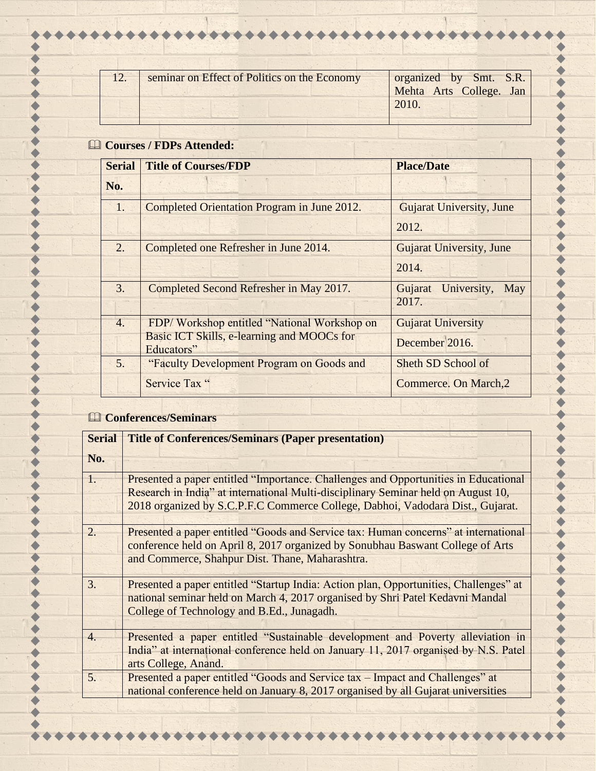| 12. | seminar on Effect of Politics on the Economy | organized by Smt. S.R. Mehta Arts College. Jan 2010. |
|---|---|---|

### 🕮 Courses / FDPs Attended:

| Serial No. | Title of Courses/FDP | Place/Date |
|---|---|---|
| 1. | Completed Orientation Program in June 2012. | Gujarat University, June 2012. |
| 2. | Completed one Refresher in June 2014. | Gujarat University, June 2014. |
| 3. | Completed Second Refresher in May 2017. | Gujarat University, May 2017. |
| 4. | FDP/ Workshop entitled "National Workshop on Basic ICT Skills, e-learning and MOOCs for Educators" | Gujarat University December 2016. |
| 5. | "Faculty Development Program on Goods and Service Tax " | Sheth SD School of Commerce. On March,2 |

### 🕮 Conferences/Seminars

| Serial No. | Title of Conferences/Seminars (Paper presentation) |
|---|---|
| 1. | Presented a paper entitled "Importance. Challenges and Opportunities in Educational Research in India" at international Multi-disciplinary Seminar held on August 10, 2018 organized by S.C.P.F.C Commerce College, Dabhoi, Vadodara Dist., Gujarat. |
| 2. | Presented a paper entitled "Goods and Service tax: Human concerns" at international conference held on April 8, 2017 organized by Sonubhau Baswant College of Arts and Commerce, Shahpur Dist. Thane, Maharashtra. |
| 3. | Presented a paper entitled "Startup India: Action plan, Opportunities, Challenges" at national seminar held on March 4, 2017 organised by Shri Patel Kedavni Mandal College of Technology and B.Ed., Junagadh. |
| 4. | Presented a paper entitled "Sustainable development and Poverty alleviation in India" at international conference held on January 11, 2017 organised by N.S. Patel arts College, Anand. |
| 5. | Presented a paper entitled "Goods and Service tax – Impact and Challenges" at national conference held on January 8, 2017 organised by all Gujarat universities |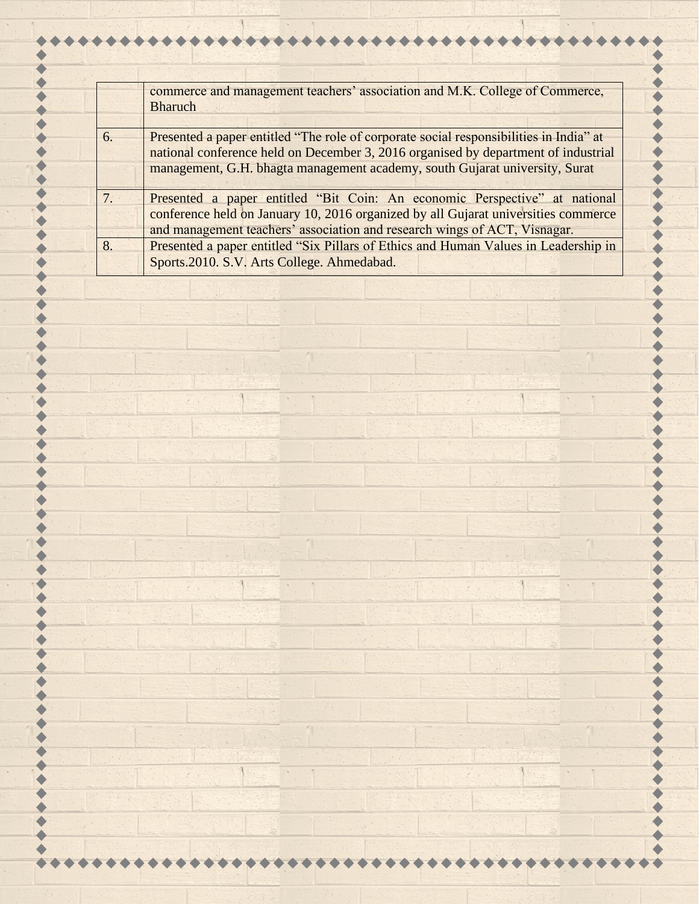| | |
|---|---|
| | commerce and management teachers' association and M.K. College of Commerce, Bharuch |
| 6. | Presented a paper entitled "The role of corporate social responsibilities in India" at national conference held on December 3, 2016 organised by department of industrial management, G.H. bhagta management academy, south Gujarat university, Surat |
| 7. | Presented a paper entitled "Bit Coin: An economic Perspective" at national conference held on January 10, 2016 organized by all Gujarat universities commerce and management teachers' association and research wings of ACT, Visnagar. |
| 8. | Presented a paper entitled "Six Pillars of Ethics and Human Values in Leadership in Sports.2010. S.V. Arts College. Ahmedabad. |